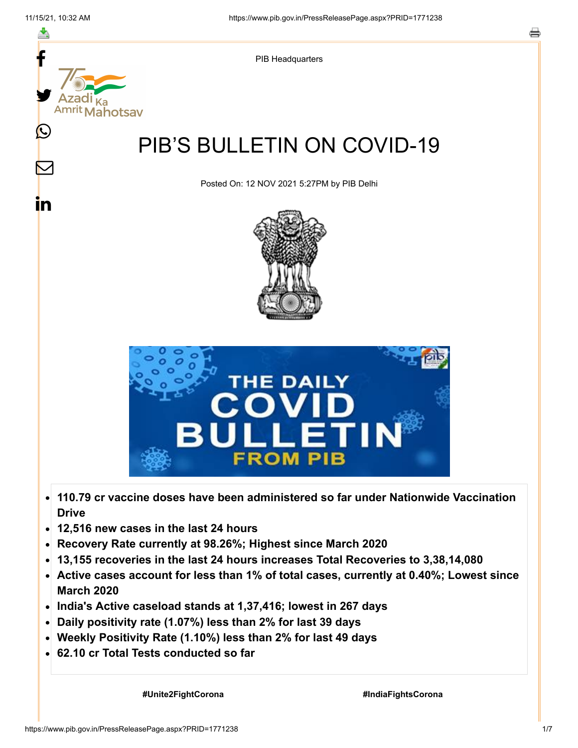PIB Headquarters

# PIB'S BULLETIN ON COVID-19

Posted On: 12 NOV 2021 5:27PM by PIB Delhi

- **110.79 cr vaccine doses have been administered so far under Nationwide Vaccination Drive**
- **12,516 new cases in the last 24 hours**
- **Recovery Rate currently at 98.26%; Highest since March 2020**
- **13,155 recoveries in the last 24 hours increases Total Recoveries to 3,38,14,080**
- **Active cases account for less than 1% of total cases, currently at 0.40%; Lowest since March 2020**
- **India's Active caseload stands at 1,37,416; lowest in 267 days**
- **Daily positivity rate (1.07%) less than 2% for last 39 days**
- **Weekly Positivity Rate (1.10%) less than 2% for last 49 days**
- **62.10 cr Total Tests conducted so far**

**#Unite2FightCorona** **#IndiaFightsCorona**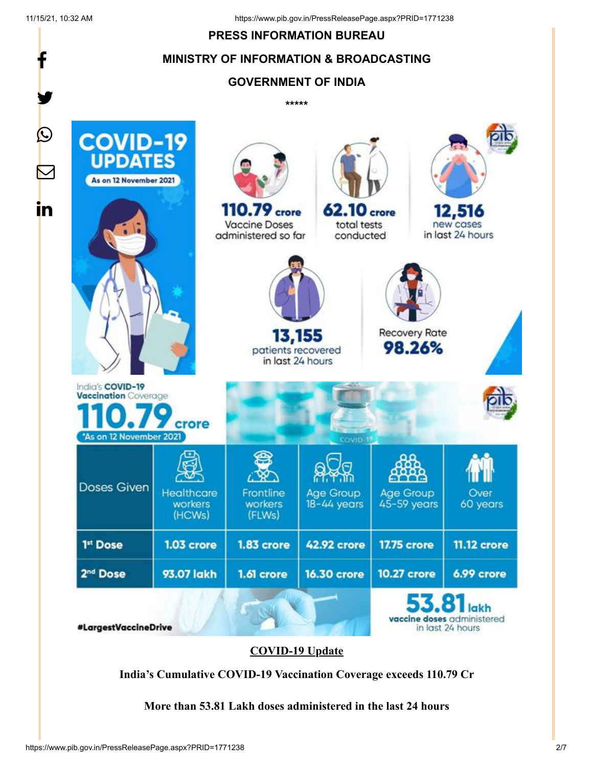**PRESS INFORMATION BUREAU**

**MINISTRY OF INFORMATION & BROADCASTING**

**GOVERNMENT OF INDIA**

*****

**COVID-19 UPDATES**

As on 12 November 2021

**110.79 crore** Vaccine Doses administered so far

**62.10 crore** total tests conducted

**12,516** new cases in last 24 hours

**13,155** patients recovered in last 24 hours

Recovery Rate **98.26%**

India's **COVID-19 Vaccination** Coverage

**110.79 crore**

*As on 12 November 2021

| Doses Given | Healthcare workers (HCWs) | Frontline workers (FLWs) | Age Group 18-44 years | Age Group 45-59 years | Over 60 years |
|---|---|---|---|---|---|
| 1st Dose | 1.03 crore | 1.83 crore | 42.92 crore | 17.75 crore | 11.12 crore |
| 2nd Dose | 93.07 lakh | 1.61 crore | 16.30 crore | 10.27 crore | 6.99 crore |

#LargestVaccineDrive

**53.81 lakh** vaccine doses administered in last 24 hours

**COVID-19 Update**

**India's Cumulative COVID-19 Vaccination Coverage exceeds 110.79 Cr**

**More than 53.81 Lakh doses administered in the last 24 hours**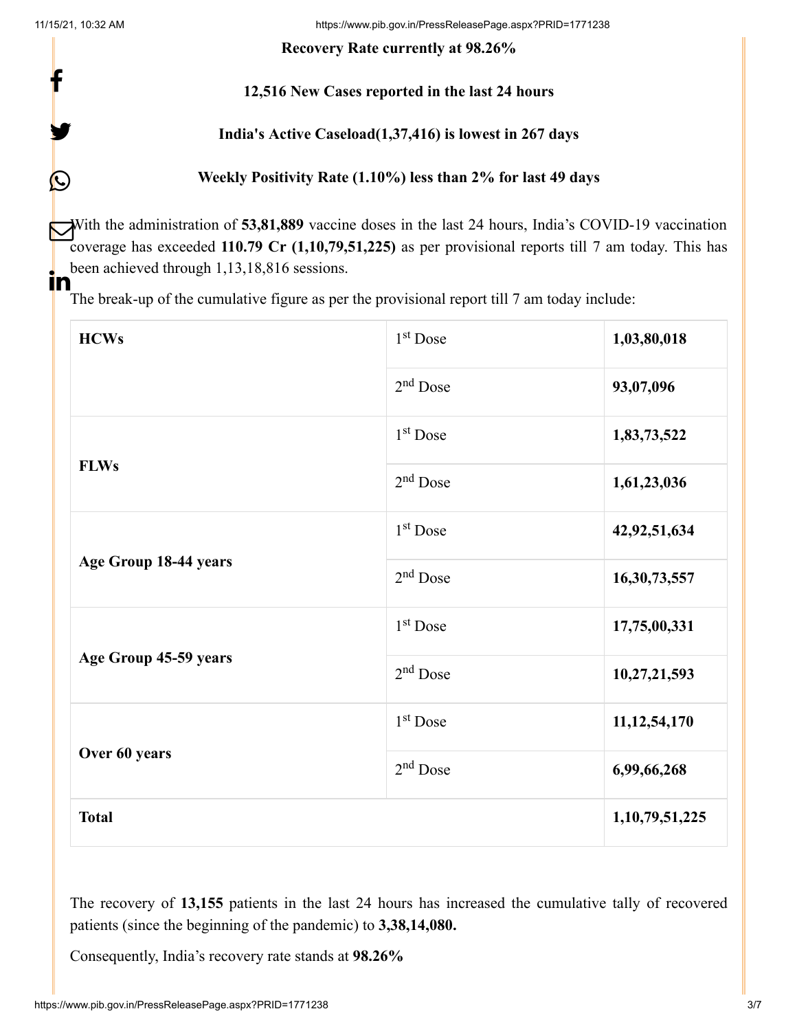**Recovery Rate currently at 98.26%**

**12,516 New Cases reported in the last 24 hours**

**India's Active Caseload(1,37,416) is lowest in 267 days**

**Weekly Positivity Rate (1.10%) less than 2% for last 49 days**

With the administration of **53,81,889** vaccine doses in the last 24 hours, India's COVID-19 vaccination coverage has exceeded **110.79 Cr (1,10,79,51,225)** as per provisional reports till 7 am today. This has been achieved through 1,13,18,816 sessions.

The break-up of the cumulative figure as per the provisional report till 7 am today include:

| | | |
|---|---|---|
| **HCWs** | 1st Dose | **1,03,80,018** |
| | 2nd Dose | **93,07,096** |
| **FLWs** | 1st Dose | **1,83,73,522** |
| | 2nd Dose | **1,61,23,036** |
| **Age Group 18-44 years** | 1st Dose | **42,92,51,634** |
| | 2nd Dose | **16,30,73,557** |
| **Age Group 45-59 years** | 1st Dose | **17,75,00,331** |
| | 2nd Dose | **10,27,21,593** |
| **Over 60 years** | 1st Dose | **11,12,54,170** |
| | 2nd Dose | **6,99,66,268** |
| **Total** | | **1,10,79,51,225** |

The recovery of **13,155** patients in the last 24 hours has increased the cumulative tally of recovered patients (since the beginning of the pandemic) to **3,38,14,080.**

Consequently, India's recovery rate stands at **98.26%**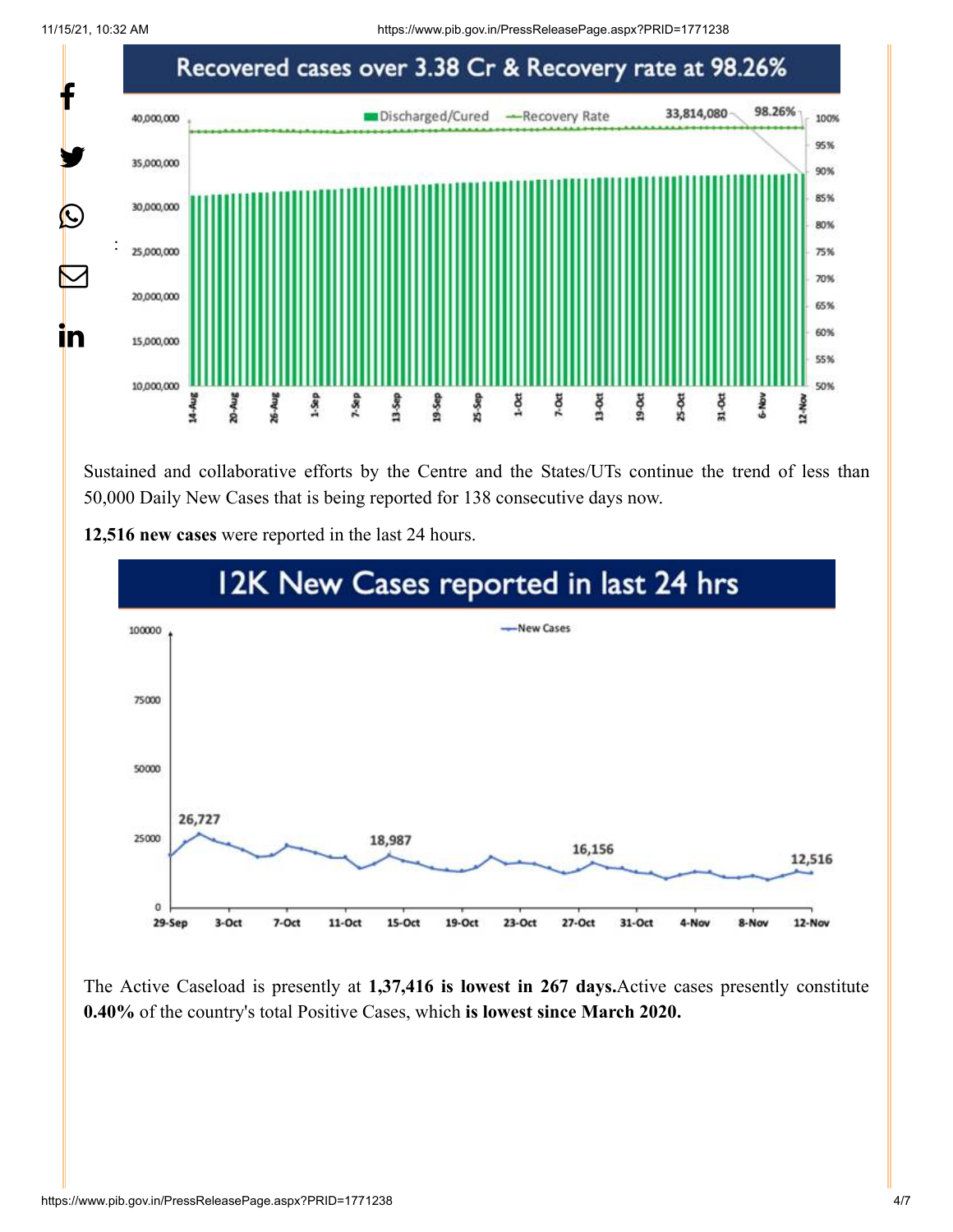## Recovered cases over 3.38 Cr & Recovery rate at 98.26%

Sustained and collaborative efforts by the Centre and the States/UTs continue the trend of less than 50,000 Daily New Cases that is being reported for 138 consecutive days now.

**12,516 new cases** were reported in the last 24 hours.

## 12K New Cases reported in last 24 hrs

The Active Caseload is presently at **1,37,416 is lowest in 267 days.**Active cases presently constitute **0.40%** of the country's total Positive Cases, which **is lowest since March 2020.**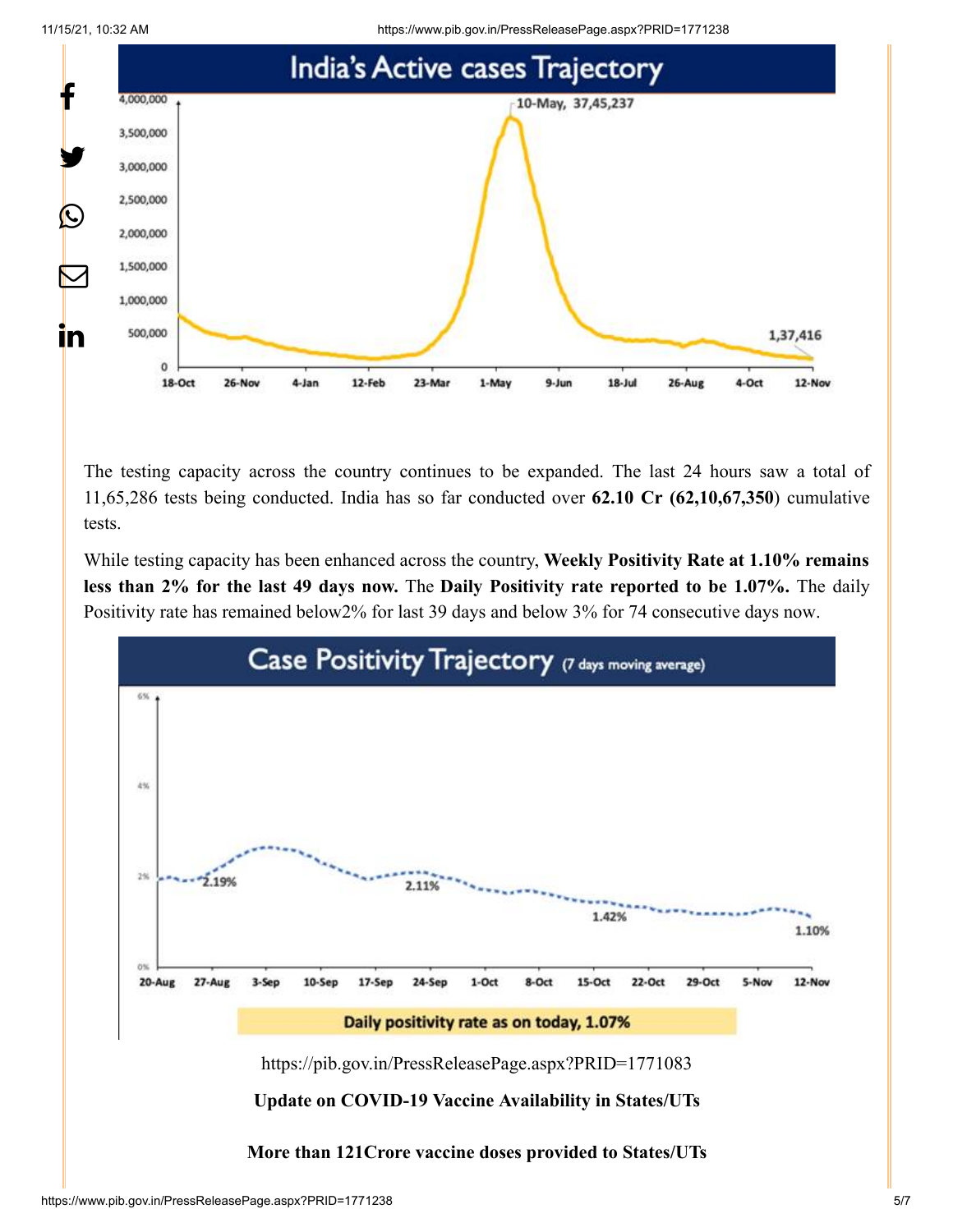## India's Active cases Trajectory

10-May, 37,45,237

1,37,416

The testing capacity across the country continues to be expanded. The last 24 hours saw a total of 11,65,286 tests being conducted. India has so far conducted over **62.10 Cr (62,10,67,350**) cumulative tests.

While testing capacity has been enhanced across the country, **Weekly Positivity Rate at 1.10% remains less than 2% for the last 49 days now.** The **Daily Positivity rate reported to be 1.07%.** The daily Positivity rate has remained below2% for last 39 days and below 3% for 74 consecutive days now.

## Case Positivity Trajectory (7 days moving average)

2.19% 2.11% 1.42% 1.10%

Daily positivity rate as on today, 1.07%

https://pib.gov.in/PressReleasePage.aspx?PRID=1771083

**Update on COVID-19 Vaccine Availability in States/UTs**

**More than 121Crore vaccine doses provided to States/UTs**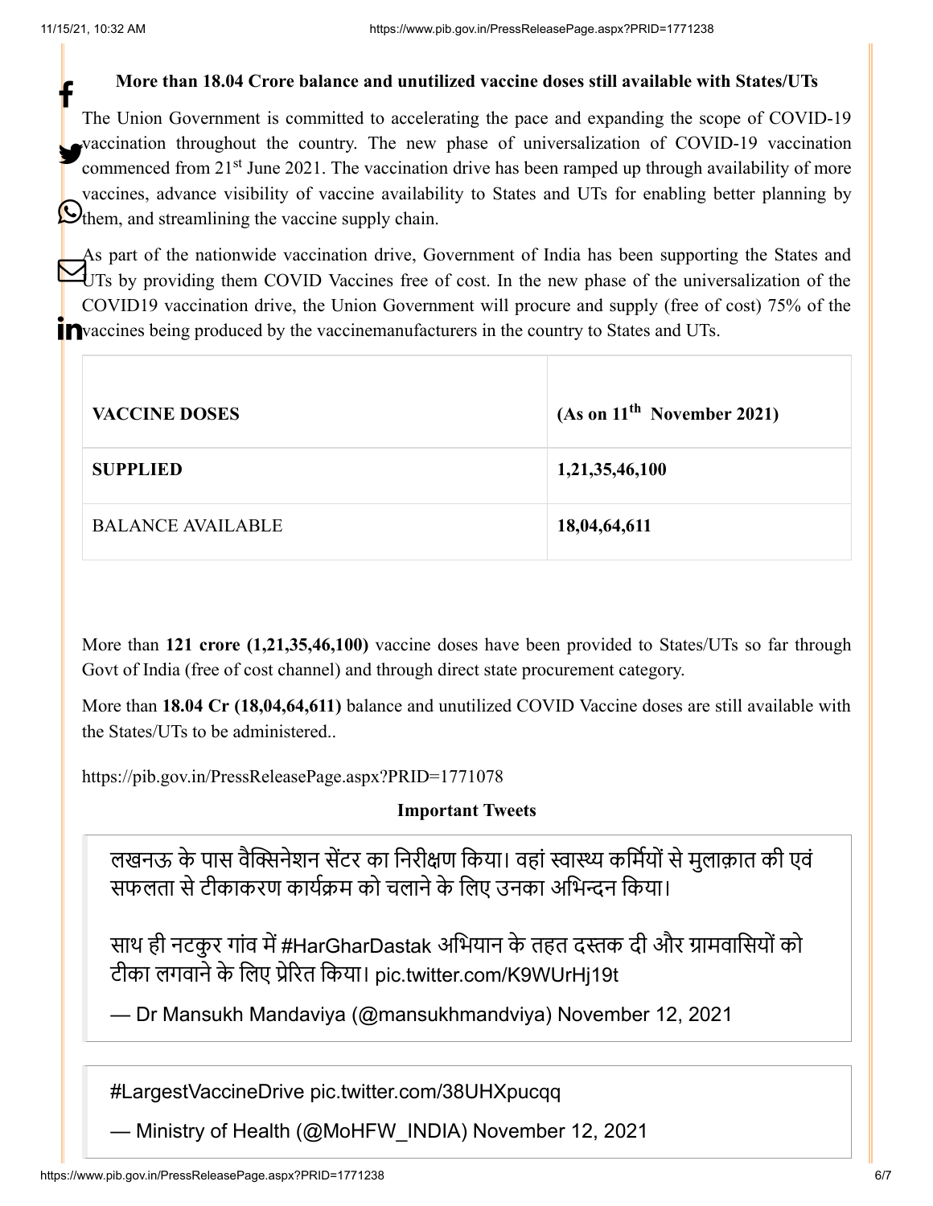**More than 18.04 Crore balance and unutilized vaccine doses still available with States/UTs**

The Union Government is committed to accelerating the pace and expanding the scope of COVID-19 vaccination throughout the country. The new phase of universalization of COVID-19 vaccination commenced from 21st June 2021. The vaccination drive has been ramped up through availability of more vaccines, advance visibility of vaccine availability to States and UTs for enabling better planning by them, and streamlining the vaccine supply chain.

As part of the nationwide vaccination drive, Government of India has been supporting the States and UTs by providing them COVID Vaccines free of cost. In the new phase of the universalization of the COVID19 vaccination drive, the Union Government will procure and supply (free of cost) 75% of the vaccines being produced by the vaccinemanufacturers in the country to States and UTs.

| **VACCINE DOSES** | **(As on 11th November 2021)** |
|---|---|
| **SUPPLIED** | **1,21,35,46,100** |
| BALANCE AVAILABLE | **18,04,64,611** |

More than **121 crore (1,21,35,46,100)** vaccine doses have been provided to States/UTs so far through Govt of India (free of cost channel) and through direct state procurement category.

More than **18.04 Cr (18,04,64,611)** balance and unutilized COVID Vaccine doses are still available with the States/UTs to be administered..

https://pib.gov.in/PressReleasePage.aspx?PRID=1771078

**Important Tweets**

> लखनऊ के पास वैक्सिनेशन सेंटर का निरीक्षण किया। वहां स्वास्थ्य कर्मियों से मुलाक़ात की एवं सफलता से टीकाकरण कार्यक्रम को चलाने के लिए उनका अभिन्दन किया।
>
> साथ ही नटकुर गांव में #HarGharDastak अभियान के तहत दस्तक दी और ग्रामवासियों को टीका लगवाने के लिए प्रेरित किया। pic.twitter.com/K9WUrHj19t
>
> — Dr Mansukh Mandaviya (@mansukhmandviya) November 12, 2021

> #LargestVaccineDrive pic.twitter.com/38UHXpucqq
>
> — Ministry of Health (@MoHFW_INDIA) November 12, 2021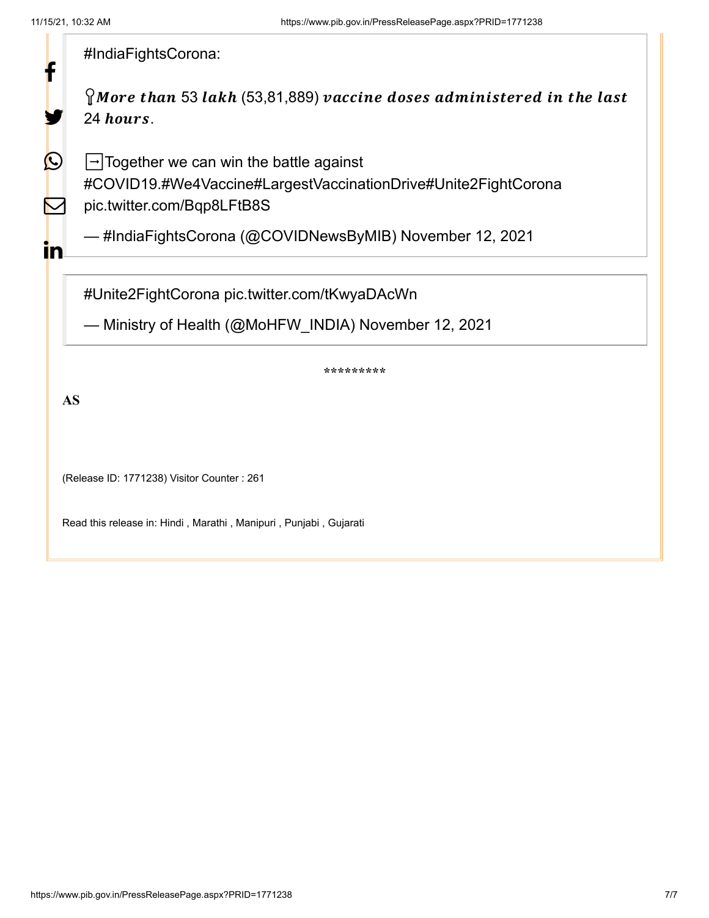#IndiaFightsCorona:

💡*More than 53 lakh* (53,81,889) *vaccine doses administered in the last 24 hours*.

➡️Together we can win the battle against #COVID19.#We4Vaccine#LargestVaccinationDrive#Unite2FightCorona pic.twitter.com/Bqp8LFtB8S

— #IndiaFightsCorona (@COVIDNewsByMIB) November 12, 2021

#Unite2FightCorona pic.twitter.com/tKwyaDAcWn

— Ministry of Health (@MoHFW_INDIA) November 12, 2021

*********

**AS**

(Release ID: 1771238) Visitor Counter : 261

Read this release in: Hindi , Marathi , Manipuri , Punjabi , Gujarati